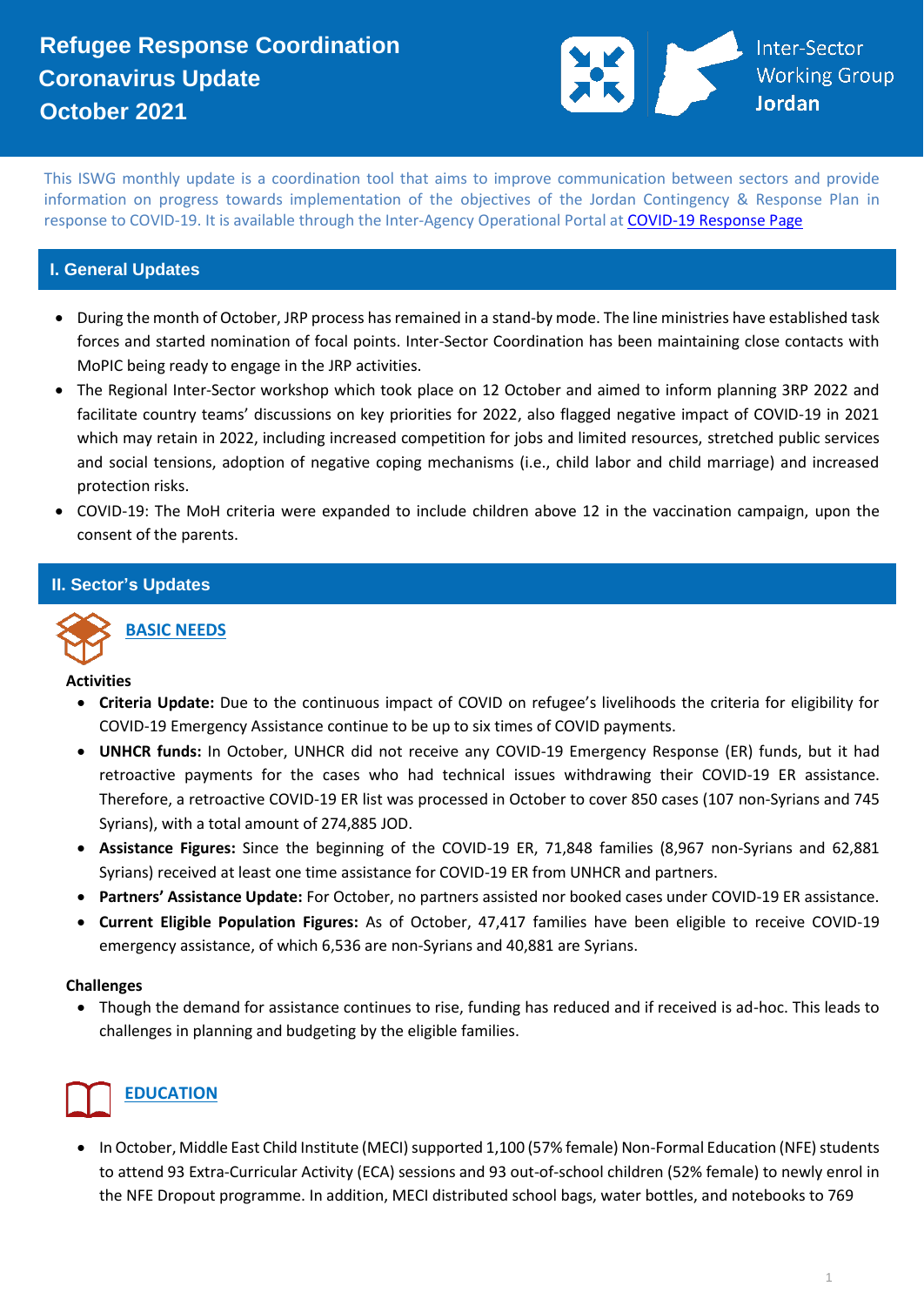# Refugee Response Coordination Coronavirus Update October 2021

Inter-Sector Working Group Jordan

This ISWG monthly update is a coordination tool that aims to improve communication between sectors and provide information on progress towards implementation of the objectives of the Jordan Contingency & Response Plan in response to COVID-19. It is available through the Inter-Agency Operational Portal at [COVID-19 Response Page](#)

## I. General Updates

- During the month of October, JRP process has remained in a stand-by mode. The line ministries have established task forces and started nomination of focal points. Inter-Sector Coordination has been maintaining close contacts with MoPIC being ready to engage in the JRP activities.
- The Regional Inter-Sector workshop which took place on 12 October and aimed to inform planning 3RP 2022 and facilitate country teams' discussions on key priorities for 2022, also flagged negative impact of COVID-19 in 2021 which may retain in 2022, including increased competition for jobs and limited resources, stretched public services and social tensions, adoption of negative coping mechanisms (i.e., child labor and child marriage) and increased protection risks.
- COVID-19: The MoH criteria were expanded to include children above 12 in the vaccination campaign, upon the consent of the parents.

## II. Sector's Updates

### BASIC NEEDS

**Activities**

- **Criteria Update:** Due to the continuous impact of COVID on refugee's livelihoods the criteria for eligibility for COVID-19 Emergency Assistance continue to be up to six times of COVID payments.
- **UNHCR funds:** In October, UNHCR did not receive any COVID-19 Emergency Response (ER) funds, but it had retroactive payments for the cases who had technical issues withdrawing their COVID-19 ER assistance. Therefore, a retroactive COVID-19 ER list was processed in October to cover 850 cases (107 non-Syrians and 745 Syrians), with a total amount of 274,885 JOD.
- **Assistance Figures:** Since the beginning of the COVID-19 ER, 71,848 families (8,967 non-Syrians and 62,881 Syrians) received at least one time assistance for COVID-19 ER from UNHCR and partners.
- **Partners' Assistance Update:** For October, no partners assisted nor booked cases under COVID-19 ER assistance.
- **Current Eligible Population Figures:** As of October, 47,417 families have been eligible to receive COVID-19 emergency assistance, of which 6,536 are non-Syrians and 40,881 are Syrians.

**Challenges**

- Though the demand for assistance continues to rise, funding has reduced and if received is ad-hoc. This leads to challenges in planning and budgeting by the eligible families.

### EDUCATION

- In October, Middle East Child Institute (MECI) supported 1,100 (57% female) Non-Formal Education (NFE) students to attend 93 Extra-Curricular Activity (ECA) sessions and 93 out-of-school children (52% female) to newly enrol in the NFE Dropout programme. In addition, MECI distributed school bags, water bottles, and notebooks to 769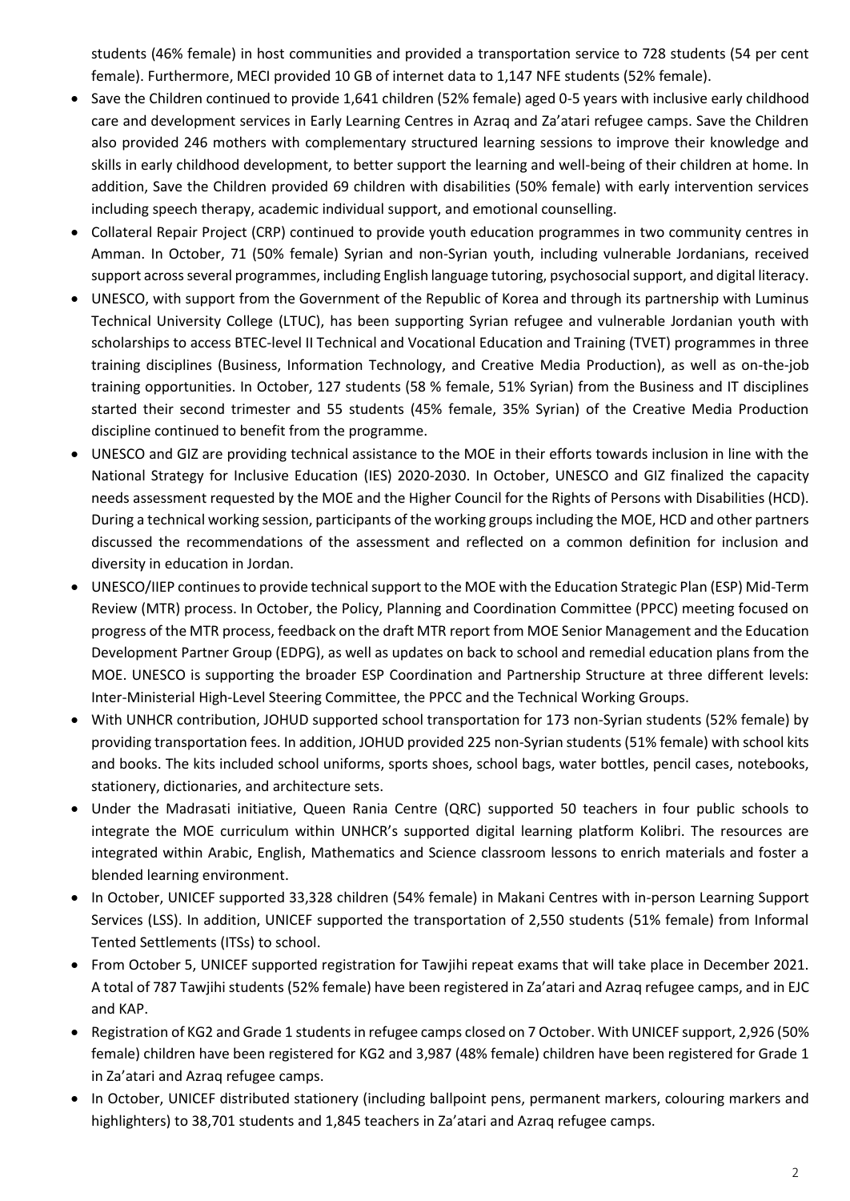students (46% female) in host communities and provided a transportation service to 728 students (54 per cent female). Furthermore, MECI provided 10 GB of internet data to 1,147 NFE students (52% female).

- Save the Children continued to provide 1,641 children (52% female) aged 0-5 years with inclusive early childhood care and development services in Early Learning Centres in Azraq and Za'atari refugee camps. Save the Children also provided 246 mothers with complementary structured learning sessions to improve their knowledge and skills in early childhood development, to better support the learning and well-being of their children at home. In addition, Save the Children provided 69 children with disabilities (50% female) with early intervention services including speech therapy, academic individual support, and emotional counselling.
- Collateral Repair Project (CRP) continued to provide youth education programmes in two community centres in Amman. In October, 71 (50% female) Syrian and non-Syrian youth, including vulnerable Jordanians, received support across several programmes, including English language tutoring, psychosocial support, and digital literacy.
- UNESCO, with support from the Government of the Republic of Korea and through its partnership with Luminus Technical University College (LTUC), has been supporting Syrian refugee and vulnerable Jordanian youth with scholarships to access BTEC-level II Technical and Vocational Education and Training (TVET) programmes in three training disciplines (Business, Information Technology, and Creative Media Production), as well as on-the-job training opportunities. In October, 127 students (58 % female, 51% Syrian) from the Business and IT disciplines started their second trimester and 55 students (45% female, 35% Syrian) of the Creative Media Production discipline continued to benefit from the programme.
- UNESCO and GIZ are providing technical assistance to the MOE in their efforts towards inclusion in line with the National Strategy for Inclusive Education (IES) 2020-2030. In October, UNESCO and GIZ finalized the capacity needs assessment requested by the MOE and the Higher Council for the Rights of Persons with Disabilities (HCD). During a technical working session, participants of the working groups including the MOE, HCD and other partners discussed the recommendations of the assessment and reflected on a common definition for inclusion and diversity in education in Jordan.
- UNESCO/IIEP continues to provide technical support to the MOE with the Education Strategic Plan (ESP) Mid-Term Review (MTR) process. In October, the Policy, Planning and Coordination Committee (PPCC) meeting focused on progress of the MTR process, feedback on the draft MTR report from MOE Senior Management and the Education Development Partner Group (EDPG), as well as updates on back to school and remedial education plans from the MOE. UNESCO is supporting the broader ESP Coordination and Partnership Structure at three different levels: Inter-Ministerial High-Level Steering Committee, the PPCC and the Technical Working Groups.
- With UNHCR contribution, JOHUD supported school transportation for 173 non-Syrian students (52% female) by providing transportation fees. In addition, JOHUD provided 225 non-Syrian students (51% female) with school kits and books. The kits included school uniforms, sports shoes, school bags, water bottles, pencil cases, notebooks, stationery, dictionaries, and architecture sets.
- Under the Madrasati initiative, Queen Rania Centre (QRC) supported 50 teachers in four public schools to integrate the MOE curriculum within UNHCR's supported digital learning platform Kolibri. The resources are integrated within Arabic, English, Mathematics and Science classroom lessons to enrich materials and foster a blended learning environment.
- In October, UNICEF supported 33,328 children (54% female) in Makani Centres with in-person Learning Support Services (LSS). In addition, UNICEF supported the transportation of 2,550 students (51% female) from Informal Tented Settlements (ITSs) to school.
- From October 5, UNICEF supported registration for Tawjihi repeat exams that will take place in December 2021. A total of 787 Tawjihi students (52% female) have been registered in Za'atari and Azraq refugee camps, and in EJC and KAP.
- Registration of KG2 and Grade 1 students in refugee camps closed on 7 October. With UNICEF support, 2,926 (50% female) children have been registered for KG2 and 3,987 (48% female) children have been registered for Grade 1 in Za'atari and Azraq refugee camps.
- In October, UNICEF distributed stationery (including ballpoint pens, permanent markers, colouring markers and highlighters) to 38,701 students and 1,845 teachers in Za'atari and Azraq refugee camps.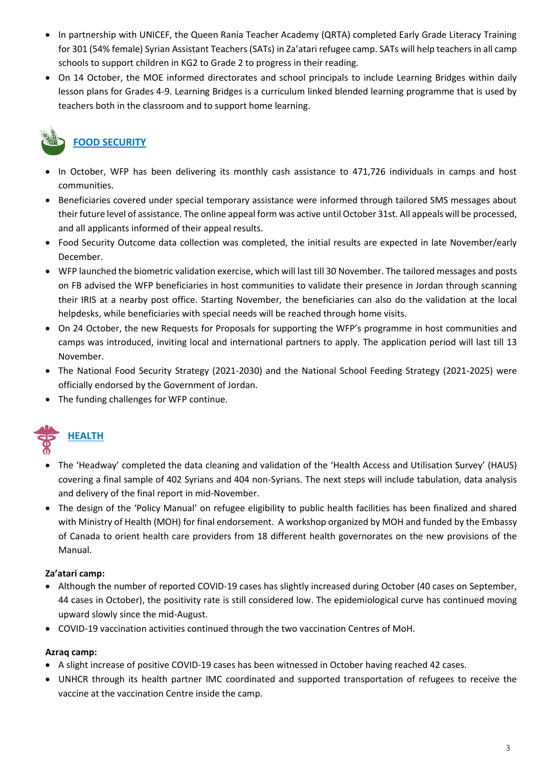- In partnership with UNICEF, the Queen Rania Teacher Academy (QRTA) completed Early Grade Literacy Training for 301 (54% female) Syrian Assistant Teachers (SATs) in Za'atari refugee camp. SATs will help teachers in all camp schools to support children in KG2 to Grade 2 to progress in their reading.
- On 14 October, the MOE informed directorates and school principals to include Learning Bridges within daily lesson plans for Grades 4-9. Learning Bridges is a curriculum linked blended learning programme that is used by teachers both in the classroom and to support home learning.

## FOOD SECURITY

- In October, WFP has been delivering its monthly cash assistance to 471,726 individuals in camps and host communities.
- Beneficiaries covered under special temporary assistance were informed through tailored SMS messages about their future level of assistance. The online appeal form was active until October 31st. All appeals will be processed, and all applicants informed of their appeal results.
- Food Security Outcome data collection was completed, the initial results are expected in late November/early December.
- WFP launched the biometric validation exercise, which will last till 30 November. The tailored messages and posts on FB advised the WFP beneficiaries in host communities to validate their presence in Jordan through scanning their IRIS at a nearby post office. Starting November, the beneficiaries can also do the validation at the local helpdesks, while beneficiaries with special needs will be reached through home visits.
- On 24 October, the new Requests for Proposals for supporting the WFP's programme in host communities and camps was introduced, inviting local and international partners to apply. The application period will last till 13 November.
- The National Food Security Strategy (2021-2030) and the National School Feeding Strategy (2021-2025) were officially endorsed by the Government of Jordan.
- The funding challenges for WFP continue.

## HEALTH

- The 'Headway' completed the data cleaning and validation of the 'Health Access and Utilisation Survey' (HAUS) covering a final sample of 402 Syrians and 404 non-Syrians. The next steps will include tabulation, data analysis and delivery of the final report in mid-November.
- The design of the 'Policy Manual' on refugee eligibility to public health facilities has been finalized and shared with Ministry of Health (MOH) for final endorsement. A workshop organized by MOH and funded by the Embassy of Canada to orient health care providers from 18 different health governorates on the new provisions of the Manual.

**Za'atari camp:**

- Although the number of reported COVID-19 cases has slightly increased during October (40 cases on September, 44 cases in October), the positivity rate is still considered low. The epidemiological curve has continued moving upward slowly since the mid-August.
- COVID-19 vaccination activities continued through the two vaccination Centres of MoH.

**Azraq camp:**

- A slight increase of positive COVID-19 cases has been witnessed in October having reached 42 cases.
- UNHCR through its health partner IMC coordinated and supported transportation of refugees to receive the vaccine at the vaccination Centre inside the camp.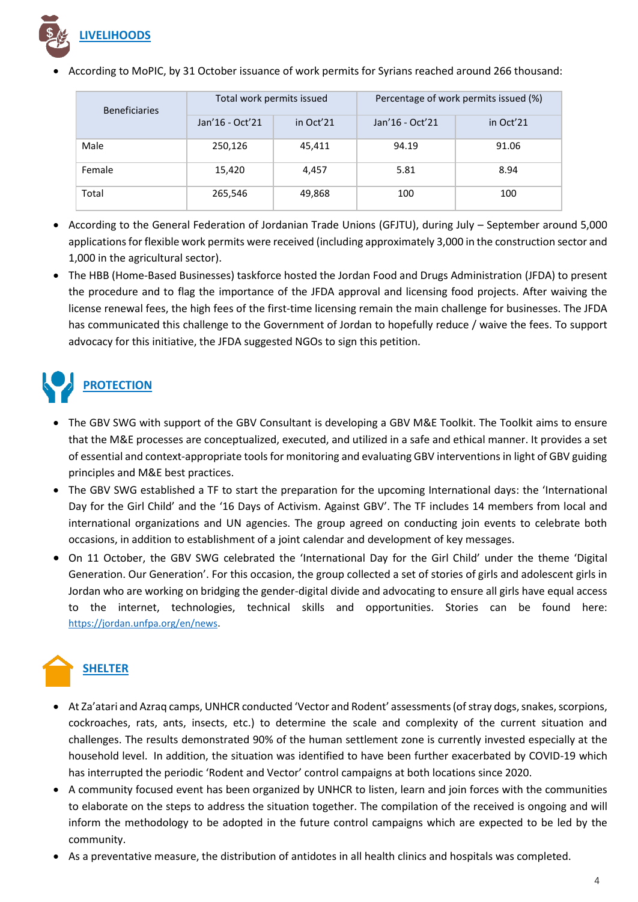## LIVELIHOODS

- According to MoPIC, by 31 October issuance of work permits for Syrians reached around 266 thousand:

| Beneficiaries | Total work permits issued | | Percentage of work permits issued (%) | |
|---|---|---|---|---|
| | Jan'16 - Oct'21 | in Oct'21 | Jan'16 - Oct'21 | in Oct'21 |
| Male | 250,126 | 45,411 | 94.19 | 91.06 |
| Female | 15,420 | 4,457 | 5.81 | 8.94 |
| Total | 265,546 | 49,868 | 100 | 100 |

- According to the General Federation of Jordanian Trade Unions (GFJTU), during July – September around 5,000 applications for flexible work permits were received (including approximately 3,000 in the construction sector and 1,000 in the agricultural sector).
- The HBB (Home-Based Businesses) taskforce hosted the Jordan Food and Drugs Administration (JFDA) to present the procedure and to flag the importance of the JFDA approval and licensing food projects. After waiving the license renewal fees, the high fees of the first-time licensing remain the main challenge for businesses. The JFDA has communicated this challenge to the Government of Jordan to hopefully reduce / waive the fees. To support advocacy for this initiative, the JFDA suggested NGOs to sign this petition.

## PROTECTION

- The GBV SWG with support of the GBV Consultant is developing a GBV M&E Toolkit. The Toolkit aims to ensure that the M&E processes are conceptualized, executed, and utilized in a safe and ethical manner. It provides a set of essential and context-appropriate tools for monitoring and evaluating GBV interventions in light of GBV guiding principles and M&E best practices.
- The GBV SWG established a TF to start the preparation for the upcoming International days: the 'International Day for the Girl Child' and the '16 Days of Activism. Against GBV'. The TF includes 14 members from local and international organizations and UN agencies. The group agreed on conducting join events to celebrate both occasions, in addition to establishment of a joint calendar and development of key messages.
- On 11 October, the GBV SWG celebrated the 'International Day for the Girl Child' under the theme 'Digital Generation. Our Generation'. For this occasion, the group collected a set of stories of girls and adolescent girls in Jordan who are working on bridging the gender-digital divide and advocating to ensure all girls have equal access to the internet, technologies, technical skills and opportunities. Stories can be found here: [https://jordan.unfpa.org/en/news](https://jordan.unfpa.org/en/news).

## SHELTER

- At Za'atari and Azraq camps, UNHCR conducted 'Vector and Rodent' assessments (of stray dogs, snakes, scorpions, cockroaches, rats, ants, insects, etc.) to determine the scale and complexity of the current situation and challenges. The results demonstrated 90% of the human settlement zone is currently invested especially at the household level. In addition, the situation was identified to have been further exacerbated by COVID-19 which has interrupted the periodic 'Rodent and Vector' control campaigns at both locations since 2020.
- A community focused event has been organized by UNHCR to listen, learn and join forces with the communities to elaborate on the steps to address the situation together. The compilation of the received is ongoing and will inform the methodology to be adopted in the future control campaigns which are expected to be led by the community.
- As a preventative measure, the distribution of antidotes in all health clinics and hospitals was completed.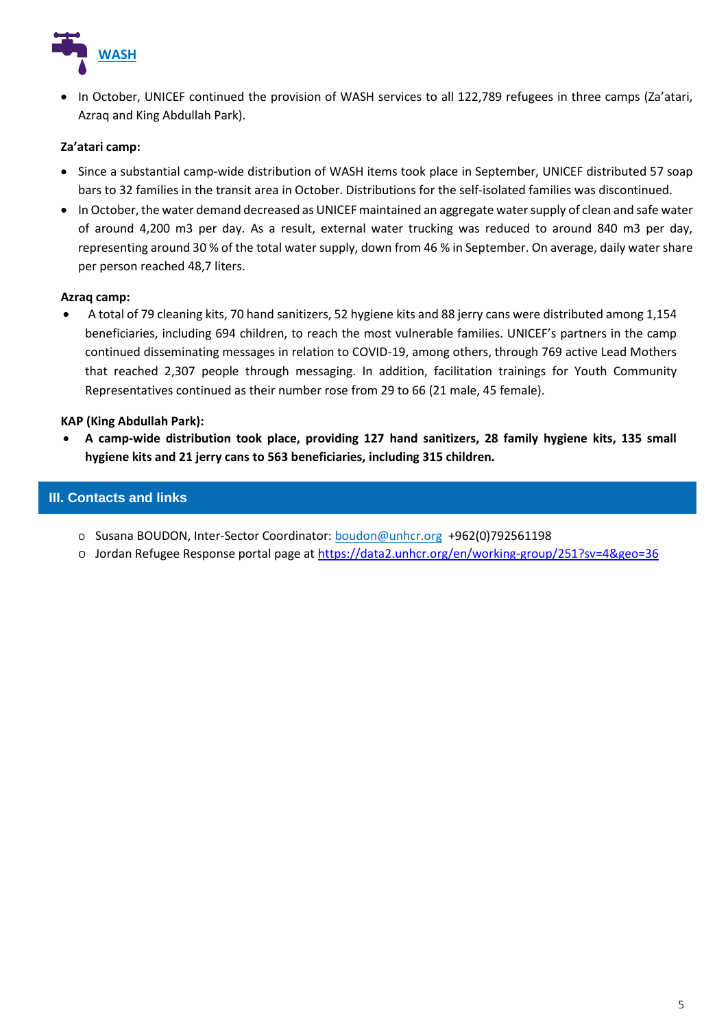## WASH

- In October, UNICEF continued the provision of WASH services to all 122,789 refugees in three camps (Za'atari, Azraq and King Abdullah Park).

**Za'atari camp:**

- Since a substantial camp-wide distribution of WASH items took place in September, UNICEF distributed 57 soap bars to 32 families in the transit area in October. Distributions for the self-isolated families was discontinued.
- In October, the water demand decreased as UNICEF maintained an aggregate water supply of clean and safe water of around 4,200 m3 per day. As a result, external water trucking was reduced to around 840 m3 per day, representing around 30 % of the total water supply, down from 46 % in September. On average, daily water share per person reached 48,7 liters.

**Azraq camp:**

- A total of 79 cleaning kits, 70 hand sanitizers, 52 hygiene kits and 88 jerry cans were distributed among 1,154 beneficiaries, including 694 children, to reach the most vulnerable families. UNICEF's partners in the camp continued disseminating messages in relation to COVID-19, among others, through 769 active Lead Mothers that reached 2,307 people through messaging. In addition, facilitation trainings for Youth Community Representatives continued as their number rose from 29 to 66 (21 male, 45 female).

**KAP (King Abdullah Park):**

- **A camp-wide distribution took place, providing 127 hand sanitizers, 28 family hygiene kits, 135 small hygiene kits and 21 jerry cans to 563 beneficiaries, including 315 children.**

## III. Contacts and links

- Susana BOUDON, Inter-Sector Coordinator: boudon@unhcr.org +962(0)792561198
- Jordan Refugee Response portal page at https://data2.unhcr.org/en/working-group/251?sv=4&geo=36